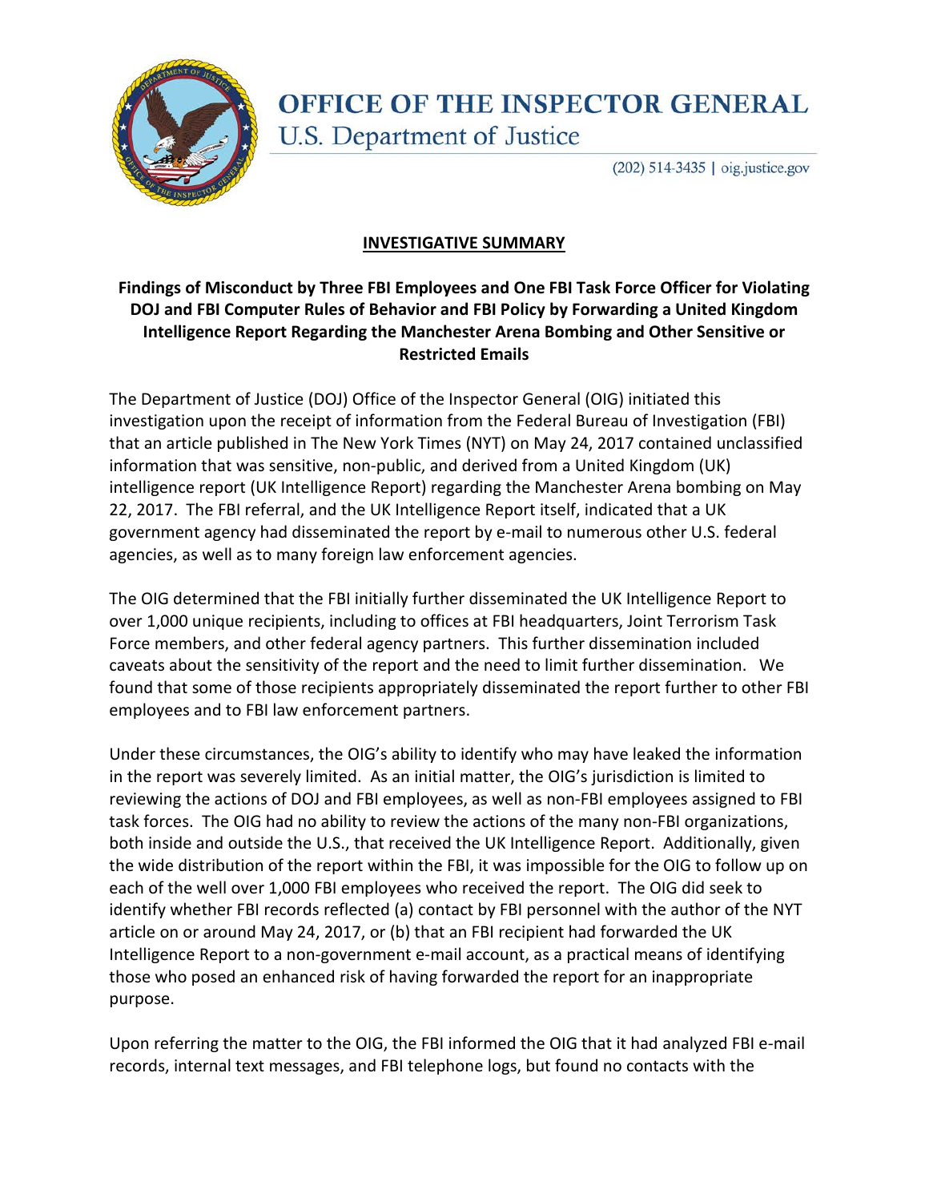# OFFICE OF THE INSPECTOR GENERAL

U.S. Department of Justice

(202) 514-3435 | oig.justice.gov

## INVESTIGATIVE SUMMARY

### Findings of Misconduct by Three FBI Employees and One FBI Task Force Officer for Violating DOJ and FBI Computer Rules of Behavior and FBI Policy by Forwarding a United Kingdom Intelligence Report Regarding the Manchester Arena Bombing and Other Sensitive or Restricted Emails

The Department of Justice (DOJ) Office of the Inspector General (OIG) initiated this investigation upon the receipt of information from the Federal Bureau of Investigation (FBI) that an article published in The New York Times (NYT) on May 24, 2017 contained unclassified information that was sensitive, non-public, and derived from a United Kingdom (UK) intelligence report (UK Intelligence Report) regarding the Manchester Arena bombing on May 22, 2017. The FBI referral, and the UK Intelligence Report itself, indicated that a UK government agency had disseminated the report by e-mail to numerous other U.S. federal agencies, as well as to many foreign law enforcement agencies.

The OIG determined that the FBI initially further disseminated the UK Intelligence Report to over 1,000 unique recipients, including to offices at FBI headquarters, Joint Terrorism Task Force members, and other federal agency partners. This further dissemination included caveats about the sensitivity of the report and the need to limit further dissemination. We found that some of those recipients appropriately disseminated the report further to other FBI employees and to FBI law enforcement partners.

Under these circumstances, the OIG's ability to identify who may have leaked the information in the report was severely limited. As an initial matter, the OIG's jurisdiction is limited to reviewing the actions of DOJ and FBI employees, as well as non-FBI employees assigned to FBI task forces. The OIG had no ability to review the actions of the many non-FBI organizations, both inside and outside the U.S., that received the UK Intelligence Report. Additionally, given the wide distribution of the report within the FBI, it was impossible for the OIG to follow up on each of the well over 1,000 FBI employees who received the report. The OIG did seek to identify whether FBI records reflected (a) contact by FBI personnel with the author of the NYT article on or around May 24, 2017, or (b) that an FBI recipient had forwarded the UK Intelligence Report to a non-government e-mail account, as a practical means of identifying those who posed an enhanced risk of having forwarded the report for an inappropriate purpose.

Upon referring the matter to the OIG, the FBI informed the OIG that it had analyzed FBI e-mail records, internal text messages, and FBI telephone logs, but found no contacts with the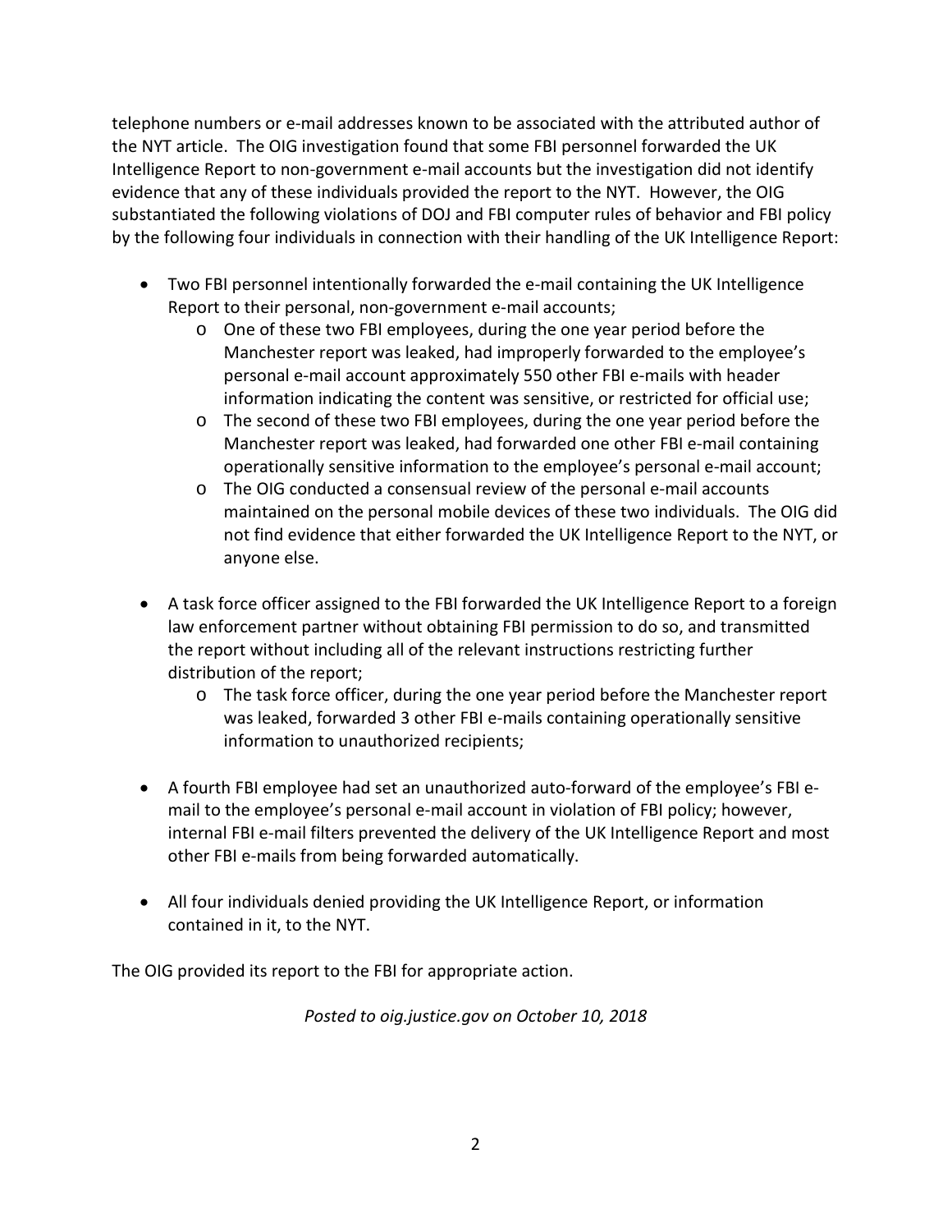telephone numbers or e-mail addresses known to be associated with the attributed author of the NYT article. The OIG investigation found that some FBI personnel forwarded the UK Intelligence Report to non-government e-mail accounts but the investigation did not identify evidence that any of these individuals provided the report to the NYT. However, the OIG substantiated the following violations of DOJ and FBI computer rules of behavior and FBI policy by the following four individuals in connection with their handling of the UK Intelligence Report:

- Two FBI personnel intentionally forwarded the e-mail containing the UK Intelligence Report to their personal, non-government e-mail accounts;
    - One of these two FBI employees, during the one year period before the Manchester report was leaked, had improperly forwarded to the employee's personal e-mail account approximately 550 other FBI e-mails with header information indicating the content was sensitive, or restricted for official use;
    - The second of these two FBI employees, during the one year period before the Manchester report was leaked, had forwarded one other FBI e-mail containing operationally sensitive information to the employee's personal e-mail account;
    - The OIG conducted a consensual review of the personal e-mail accounts maintained on the personal mobile devices of these two individuals. The OIG did not find evidence that either forwarded the UK Intelligence Report to the NYT, or anyone else.
- A task force officer assigned to the FBI forwarded the UK Intelligence Report to a foreign law enforcement partner without obtaining FBI permission to do so, and transmitted the report without including all of the relevant instructions restricting further distribution of the report;
    - The task force officer, during the one year period before the Manchester report was leaked, forwarded 3 other FBI e-mails containing operationally sensitive information to unauthorized recipients;
- A fourth FBI employee had set an unauthorized auto-forward of the employee's FBI e-mail to the employee's personal e-mail account in violation of FBI policy; however, internal FBI e-mail filters prevented the delivery of the UK Intelligence Report and most other FBI e-mails from being forwarded automatically.
- All four individuals denied providing the UK Intelligence Report, or information contained in it, to the NYT.

The OIG provided its report to the FBI for appropriate action.

*Posted to oig.justice.gov on October 10, 2018*